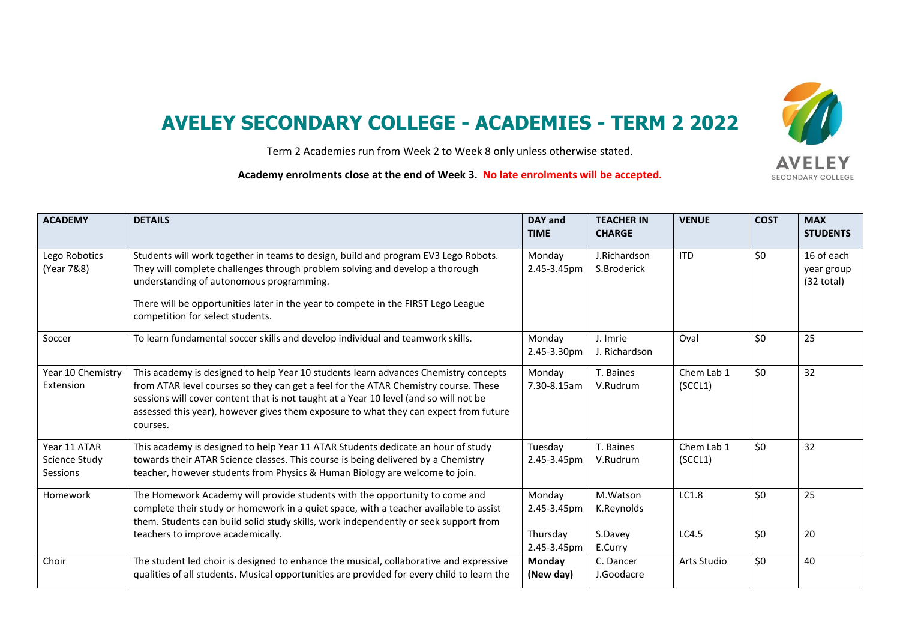# AVELEY SECONDARY COLLEGE - ACADEMIES - TERM 2 2022

Term 2 Academies run from Week 2 to Week 8 only unless otherwise stated.

**Academy enrolments close at the end of Week 3. No late enrolments will be accepted.**

| ACADEMY | DETAILS | DAY and TIME | TEACHER IN CHARGE | VENUE | COST | MAX STUDENTS |
|---|---|---|---|---|---|---|
| Lego Robotics (Year 7&8) | Students will work together in teams to design, build and program EV3 Lego Robots. They will complete challenges through problem solving and develop a thorough understanding of autonomous programming.<br><br>There will be opportunities later in the year to compete in the FIRST Lego League competition for select students. | Monday 2.45-3.45pm | J.Richardson S.Broderick | ITD | $0 | 16 of each year group (32 total) |
| Soccer | To learn fundamental soccer skills and develop individual and teamwork skills. | Monday 2.45-3.30pm | J. Imrie J. Richardson | Oval | $0 | 25 |
| Year 10 Chemistry Extension | This academy is designed to help Year 10 students learn advances Chemistry concepts from ATAR level courses so they can get a feel for the ATAR Chemistry course. These sessions will cover content that is not taught at a Year 10 level (and so will not be assessed this year), however gives them exposure to what they can expect from future courses. | Monday 7.30-8.15am | T. Baines V.Rudrum | Chem Lab 1 (SCCL1) | $0 | 32 |
| Year 11 ATAR Science Study Sessions | This academy is designed to help Year 11 ATAR Students dedicate an hour of study towards their ATAR Science classes. This course is being delivered by a Chemistry teacher, however students from Physics & Human Biology are welcome to join. | Tuesday 2.45-3.45pm | T. Baines V.Rudrum | Chem Lab 1 (SCCL1) | $0 | 32 |
| Homework | The Homework Academy will provide students with the opportunity to come and complete their study or homework in a quiet space, with a teacher available to assist them. Students can build solid study skills, work independently or seek support from teachers to improve academically. | Monday 2.45-3.45pm<br><br>Thursday 2.45-3.45pm | M.Watson K.Reynolds<br><br>S.Davey E.Curry | LC1.8<br><br>LC4.5 | $0<br><br>$0 | 25<br><br>20 |
| Choir | The student led choir is designed to enhance the musical, collaborative and expressive qualities of all students. Musical opportunities are provided for every child to learn the | **Monday (New day)** | C. Dancer J.Goodacre | Arts Studio | $0 | 40 |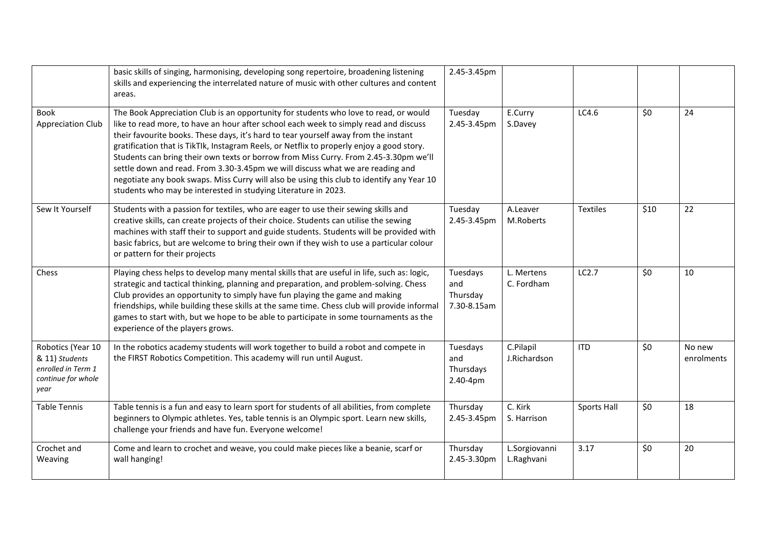| | | | | | | |
|---|---|---|---|---|---|---|
| | basic skills of singing, harmonising, developing song repertoire, broadening listening skills and experiencing the interrelated nature of music with other cultures and content areas. | 2.45-3.45pm | | | | |
| Book Appreciation Club | The Book Appreciation Club is an opportunity for students who love to read, or would like to read more, to have an hour after school each week to simply read and discuss their favourite books. These days, it's hard to tear yourself away from the instant gratification that is TikTlk, Instagram Reels, or Netflix to properly enjoy a good story. Students can bring their own texts or borrow from Miss Curry. From 2.45-3.30pm we'll settle down and read. From 3.30-3.45pm we will discuss what we are reading and negotiate any book swaps. Miss Curry will also be using this club to identify any Year 10 students who may be interested in studying Literature in 2023. | Tuesday 2.45-3.45pm | E.Curry S.Davey | LC4.6 | $0 | 24 |
| Sew It Yourself | Students with a passion for textiles, who are eager to use their sewing skills and creative skills, can create projects of their choice. Students can utilise the sewing machines with staff their to support and guide students. Students will be provided with basic fabrics, but are welcome to bring their own if they wish to use a particular colour or pattern for their projects | Tuesday 2.45-3.45pm | A.Leaver M.Roberts | Textiles | $10 | 22 |
| Chess | Playing chess helps to develop many mental skills that are useful in life, such as: logic, strategic and tactical thinking, planning and preparation, and problem-solving. Chess Club provides an opportunity to simply have fun playing the game and making friendships, while building these skills at the same time. Chess club will provide informal games to start with, but we hope to be able to participate in some tournaments as the experience of the players grows. | Tuesdays and Thursday 7.30-8.15am | L. Mertens C. Fordham | LC2.7 | $0 | 10 |
| Robotics (Year 10 & 11) *Students enrolled in Term 1 continue for whole year* | In the robotics academy students will work together to build a robot and compete in the FIRST Robotics Competition. This academy will run until August. | Tuesdays and Thursdays 2.40-4pm | C.Pilapil J.Richardson | ITD | $0 | No new enrolments |
| Table Tennis | Table tennis is a fun and easy to learn sport for students of all abilities, from complete beginners to Olympic athletes. Yes, table tennis is an Olympic sport. Learn new skills, challenge your friends and have fun. Everyone welcome! | Thursday 2.45-3.45pm | C. Kirk S. Harrison | Sports Hall | $0 | 18 |
| Crochet and Weaving | Come and learn to crochet and weave, you could make pieces like a beanie, scarf or wall hanging! | Thursday 2.45-3.30pm | L.Sorgiovanni L.Raghvani | 3.17 | $0 | 20 |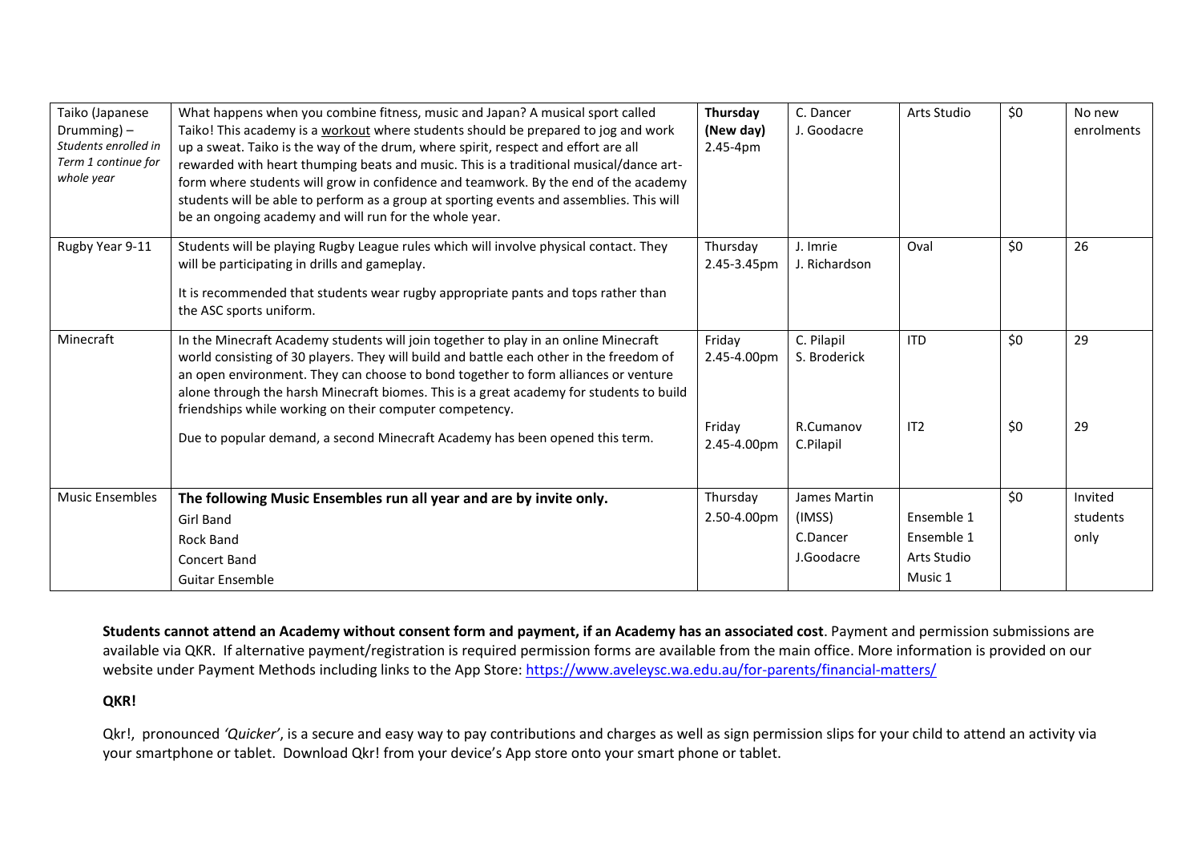| | | | | | | |
|---|---|---|---|---|---|---|
| Taiko (Japanese Drumming) – *Students enrolled in Term 1 continue for whole year* | What happens when you combine fitness, music and Japan? A musical sport called Taiko! This academy is a workout where students should be prepared to jog and work up a sweat. Taiko is the way of the drum, where spirit, respect and effort are all rewarded with heart thumping beats and music. This is a traditional musical/dance art-form where students will grow in confidence and teamwork. By the end of the academy students will be able to perform as a group at sporting events and assemblies. This will be an ongoing academy and will run for the whole year. | **Thursday (New day)** 2.45-4pm | C. Dancer J. Goodacre | Arts Studio | $0 | No new enrolments |
| Rugby Year 9-11 | Students will be playing Rugby League rules which will involve physical contact. They will be participating in drills and gameplay. It is recommended that students wear rugby appropriate pants and tops rather than the ASC sports uniform. | Thursday 2.45-3.45pm | J. Imrie J. Richardson | Oval | $0 | 26 |
| Minecraft | In the Minecraft Academy students will join together to play in an online Minecraft world consisting of 30 players. They will build and battle each other in the freedom of an open environment. They can choose to bond together to form alliances or venture alone through the harsh Minecraft biomes. This is a great academy for students to build friendships while working on their computer competency. | Friday 2.45-4.00pm | C. Pilapil S. Broderick | ITD | $0 | 29 |
| | Due to popular demand, a second Minecraft Academy has been opened this term. | Friday 2.45-4.00pm | R.Cumanov C.Pilapil | IT2 | $0 | 29 |
| Music Ensembles | **The following Music Ensembles run all year and are by invite only.** Girl Band Rock Band Concert Band Guitar Ensemble | Thursday 2.50-4.00pm | James Martin (IMSS) C.Dancer J.Goodacre | Ensemble 1 Ensemble 1 Arts Studio Music 1 | $0 | Invited students only |

**Students cannot attend an Academy without consent form and payment, if an Academy has an associated cost**. Payment and permission submissions are available via QKR. If alternative payment/registration is required permission forms are available from the main office. More information is provided on our website under Payment Methods including links to the App Store: https://www.aveleysc.wa.edu.au/for-parents/financial-matters/

**QKR!**

Qkr!, pronounced *'Quicker'*, is a secure and easy way to pay contributions and charges as well as sign permission slips for your child to attend an activity via your smartphone or tablet. Download Qkr! from your device's App store onto your smart phone or tablet.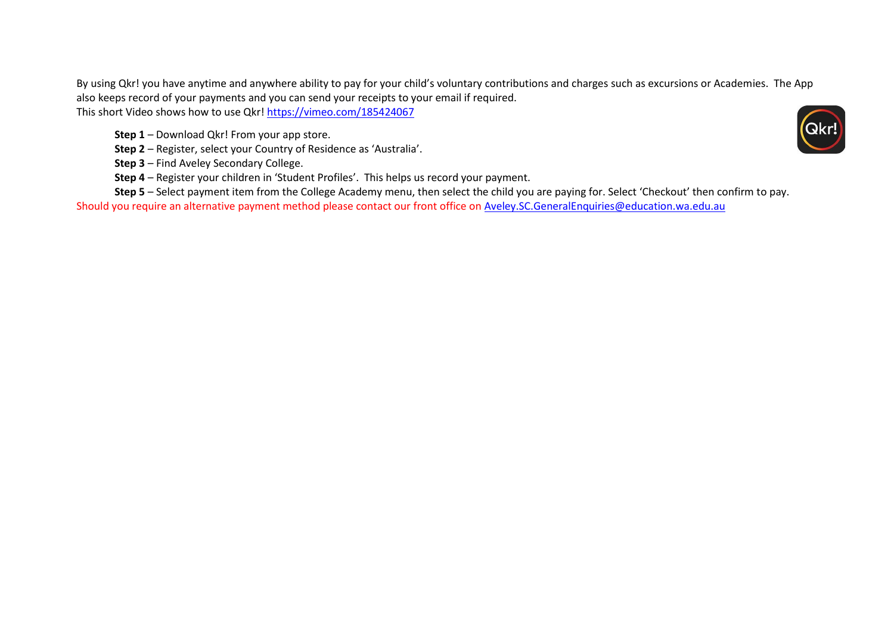By using Qkr! you have anytime and anywhere ability to pay for your child's voluntary contributions and charges such as excursions or Academies. The App also keeps record of your payments and you can send your receipts to your email if required.
This short Video shows how to use Qkr! https://vimeo.com/185424067

**Step 1** – Download Qkr! From your app store.
**Step 2** – Register, select your Country of Residence as 'Australia'.
**Step 3** – Find Aveley Secondary College.
**Step 4** – Register your children in 'Student Profiles'. This helps us record your payment.
**Step 5** – Select payment item from the College Academy menu, then select the child you are paying for. Select 'Checkout' then confirm to pay.

Should you require an alternative payment method please contact our front office on Aveley.SC.GeneralEnquiries@education.wa.edu.au